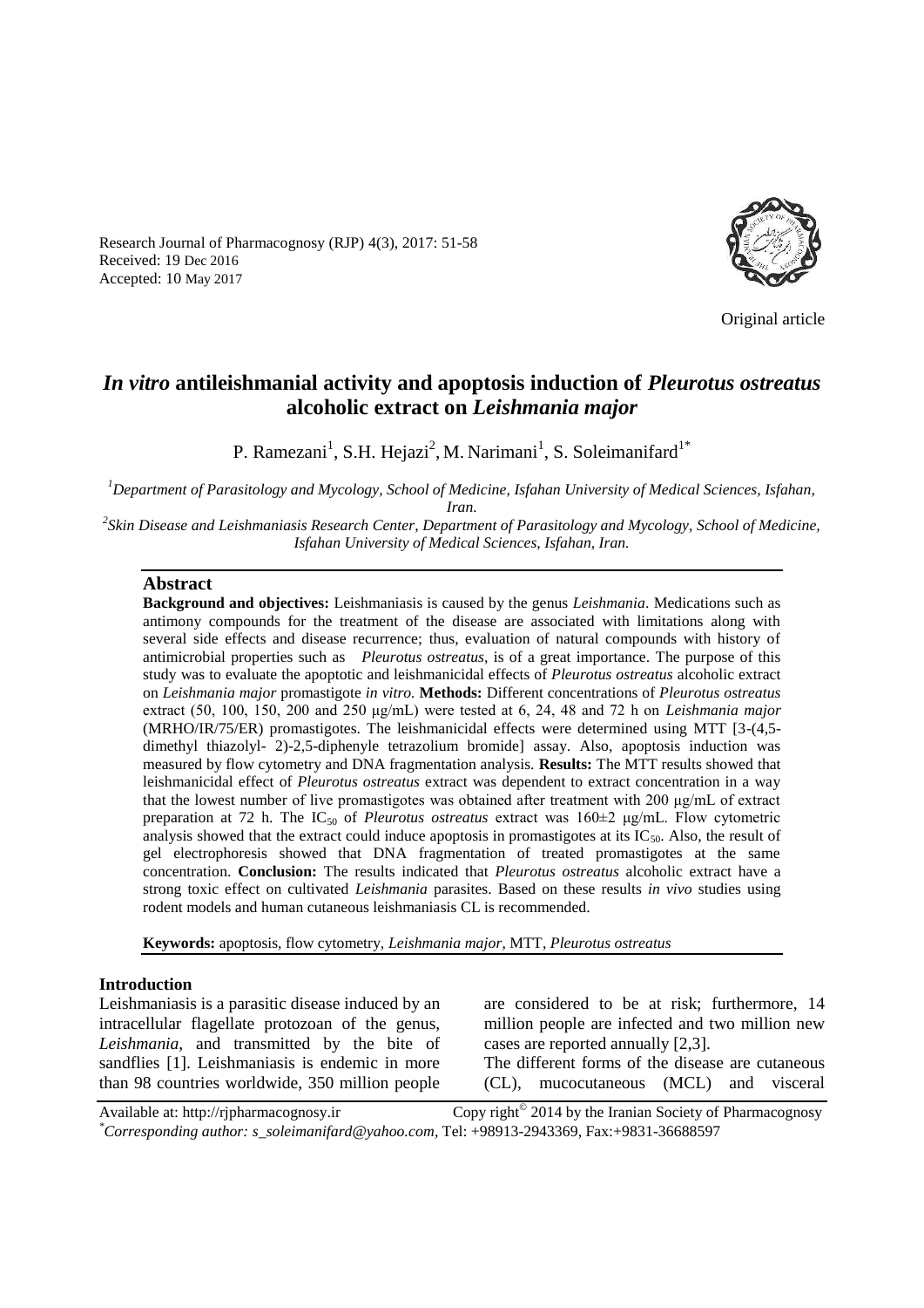Research Journal of Pharmacognosy (RJP) 4(3), 2017: 51-58
Received: 19 Dec 2016
Accepted: 10 May 2017

Original article

# *In vitro* antileishmanial activity and apoptosis induction of *Pleurotus ostreatus* alcoholic extract on *Leishmania major*

P. Ramezani[1], S.H. Hejazi[2], M. Narimani[1], S. Soleimanifard[1*]

[1]*Department of Parasitology and Mycology, School of Medicine, Isfahan University of Medical Sciences, Isfahan, Iran.*

[2]*Skin Disease and Leishmaniasis Research Center, Department of Parasitology and Mycology, School of Medicine, Isfahan University of Medical Sciences, Isfahan, Iran.*

## Abstract

**Background and objectives:** Leishmaniasis is caused by the genus *Leishmania*. Medications such as antimony compounds for the treatment of the disease are associated with limitations along with several side effects and disease recurrence; thus, evaluation of natural compounds with history of antimicrobial properties such as *Pleurotus ostreatus*, is of a great importance. The purpose of this study was to evaluate the apoptotic and leishmanicidal effects of *Pleurotus ostreatus* alcoholic extract on *Leishmania major* promastigote *in vitro.* **Methods:** Different concentrations of *Pleurotus ostreatus* extract (50, 100, 150, 200 and 250 µg/mL) were tested at 6, 24, 48 and 72 h on *Leishmania major* (MRHO/IR/75/ER) promastigotes. The leishmanicidal effects were determined using MTT [3-(4,5-dimethyl thiazolyl- 2)-2,5-diphenyle tetrazolium bromide] assay. Also, apoptosis induction was measured by flow cytometry and DNA fragmentation analysis. **Results:** The MTT results showed that leishmanicidal effect of *Pleurotus ostreatus* extract was dependent to extract concentration in a way that the lowest number of live promastigotes was obtained after treatment with 200 µg/mL of extract preparation at 72 h. The $IC_{50}$ of *Pleurotus ostreatus* extract was 160±2 µg/mL. Flow cytometric analysis showed that the extract could induce apoptosis in promastigotes at its $IC_{50}$. Also, the result of gel electrophoresis showed that DNA fragmentation of treated promastigotes at the same concentration. **Conclusion:** The results indicated that *Pleurotus ostreatus* alcoholic extract have a strong toxic effect on cultivated *Leishmania* parasites. Based on these results *in vivo* studies using rodent models and human cutaneous leishmaniasis CL is recommended.

**Keywords:** apoptosis, flow cytometry, *Leishmania major*, MTT, *Pleurotus ostreatus*

## Introduction

Leishmaniasis is a parasitic disease induced by an intracellular flagellate protozoan of the genus, *Leishmania*, and transmitted by the bite of sandflies [1]. Leishmaniasis is endemic in more than 98 countries worldwide, 350 million people are considered to be at risk; furthermore, 14 million people are infected and two million new cases are reported annually [2,3].

The different forms of the disease are cutaneous (CL), mucocutaneous (MCL) and visceral

Available at: http://rjpharmacognosy.ir Copy right© 2014 by the Iranian Society of Pharmacognosy

[*]*Corresponding author: s_soleimanifard@yahoo.com*, Tel: +98913-2943369, Fax:+9831-36688597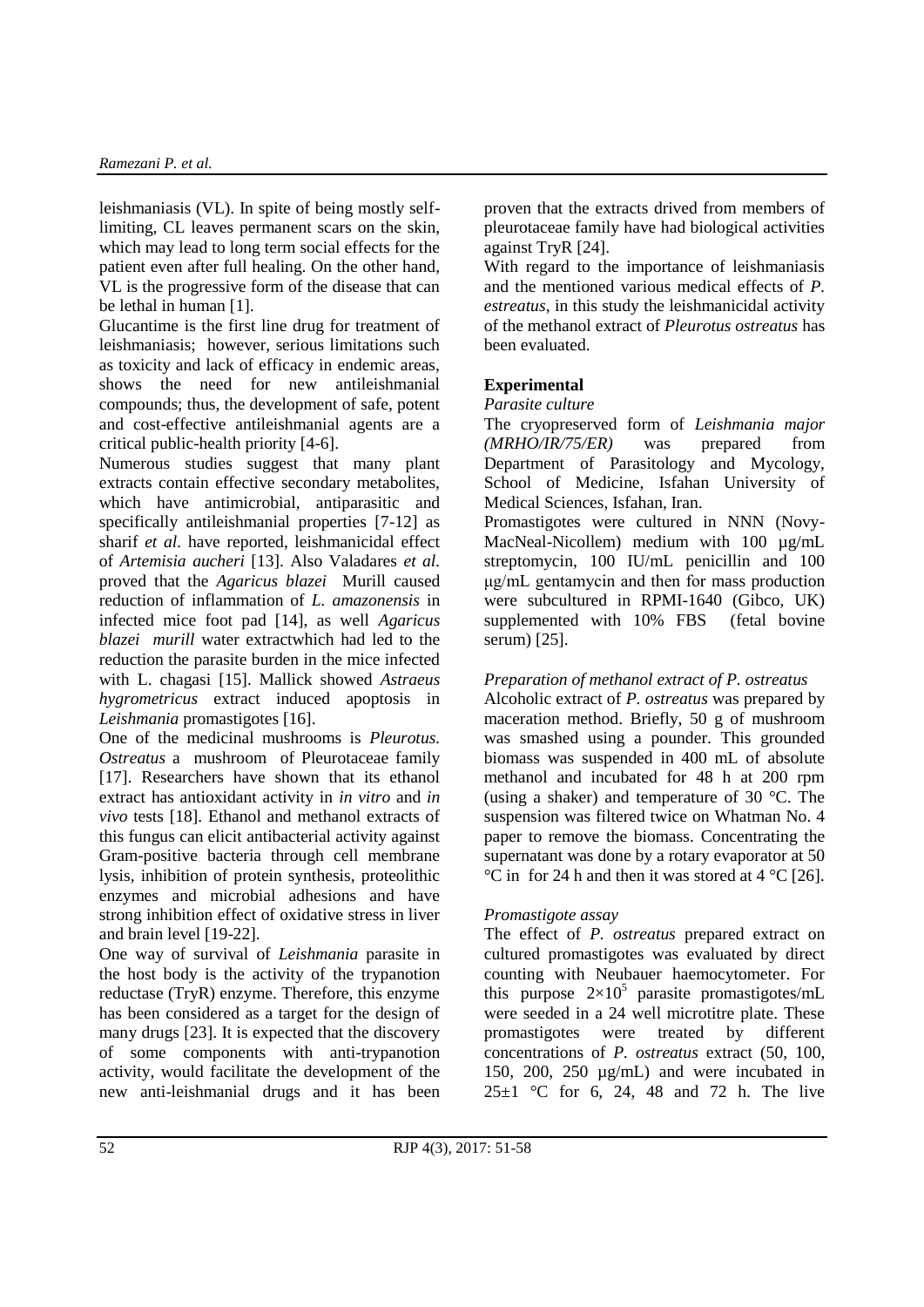leishmaniasis (VL). In spite of being mostly self-limiting, CL leaves permanent scars on the skin, which may lead to long term social effects for the patient even after full healing. On the other hand, VL is the progressive form of the disease that can be lethal in human [1].

Glucantime is the first line drug for treatment of leishmaniasis; however, serious limitations such as toxicity and lack of efficacy in endemic areas, shows the need for new antileishmanial compounds; thus, the development of safe, potent and cost-effective antileishmanial agents are a critical public-health priority [4-6].

Numerous studies suggest that many plant extracts contain effective secondary metabolites, which have antimicrobial, antiparasitic and specifically antileishmanial properties [7-12] as sharif *et al*. have reported, leishmanicidal effect of *Artemisia aucheri* [13]. Also Valadares *et al*. proved that the *Agaricus blazei* Murill caused reduction of inflammation of *L. amazonensis* in infected mice foot pad [14], as well *Agaricus blazei murill* water extractwhich had led to the reduction the parasite burden in the mice infected with L. chagasi [15]. Mallick showed *Astraeus hygrometricus* extract induced apoptosis in *Leishmania* promastigotes [16].

One of the medicinal mushrooms is *Pleurotus. Ostreatus* a mushroom of Pleurotaceae family [17]. Researchers have shown that its ethanol extract has antioxidant activity in *in vitro* and *in vivo* tests [18]. Ethanol and methanol extracts of this fungus can elicit antibacterial activity against Gram-positive bacteria through cell membrane lysis, inhibition of protein synthesis, proteolithic enzymes and microbial adhesions and have strong inhibition effect of oxidative stress in liver and brain level [19-22].

One way of survival of *Leishmania* parasite in the host body is the activity of the trypanotion reductase (TryR) enzyme. Therefore, this enzyme has been considered as a target for the design of many drugs [23]. It is expected that the discovery of some components with anti-trypanotion activity, would facilitate the development of the new anti-leishmanial drugs and it has been proven that the extracts drived from members of pleurotaceae family have had biological activities against TryR [24].

With regard to the importance of leishmaniasis and the mentioned various medical effects of *P. estreatus*, in this study the leishmanicidal activity of the methanol extract of *Pleurotus ostreatus* has been evaluated.

## Experimental

### *Parasite culture*

The cryopreserved form of *Leishmania major (MRHO/IR/75/ER)* was prepared from Department of Parasitology and Mycology, School of Medicine, Isfahan University of Medical Sciences, Isfahan, Iran.

Promastigotes were cultured in NNN (Novy-MacNeal-Nicollem) medium with 100 µg/mL streptomycin, 100 IU/mL penicillin and 100 µg/mL gentamycin and then for mass production were subcultured in RPMI-1640 (Gibco, UK) supplemented with 10% FBS (fetal bovine serum) [25].

### *Preparation of methanol extract of P. ostreatus*

Alcoholic extract of *P. ostreatus* was prepared by maceration method. Briefly, 50 g of mushroom was smashed using a pounder. This grounded biomass was suspended in 400 mL of absolute methanol and incubated for 48 h at 200 rpm (using a shaker) and temperature of 30 °C. The suspension was filtered twice on Whatman No. 4 paper to remove the biomass. Concentrating the supernatant was done by a rotary evaporator at 50 °C in for 24 h and then it was stored at 4 °C [26].

### *Promastigote assay*

The effect of *P. ostreatus* prepared extract on cultured promastigotes was evaluated by direct counting with Neubauer haemocytometer. For this purpose $2\times10^5$ parasite promastigotes/mL were seeded in a 24 well microtitre plate. These promastigotes were treated by different concentrations of *P. ostreatus* extract (50, 100, 150, 200, 250 µg/mL) and were incubated in 25±1 °C for 6, 24, 48 and 72 h. The live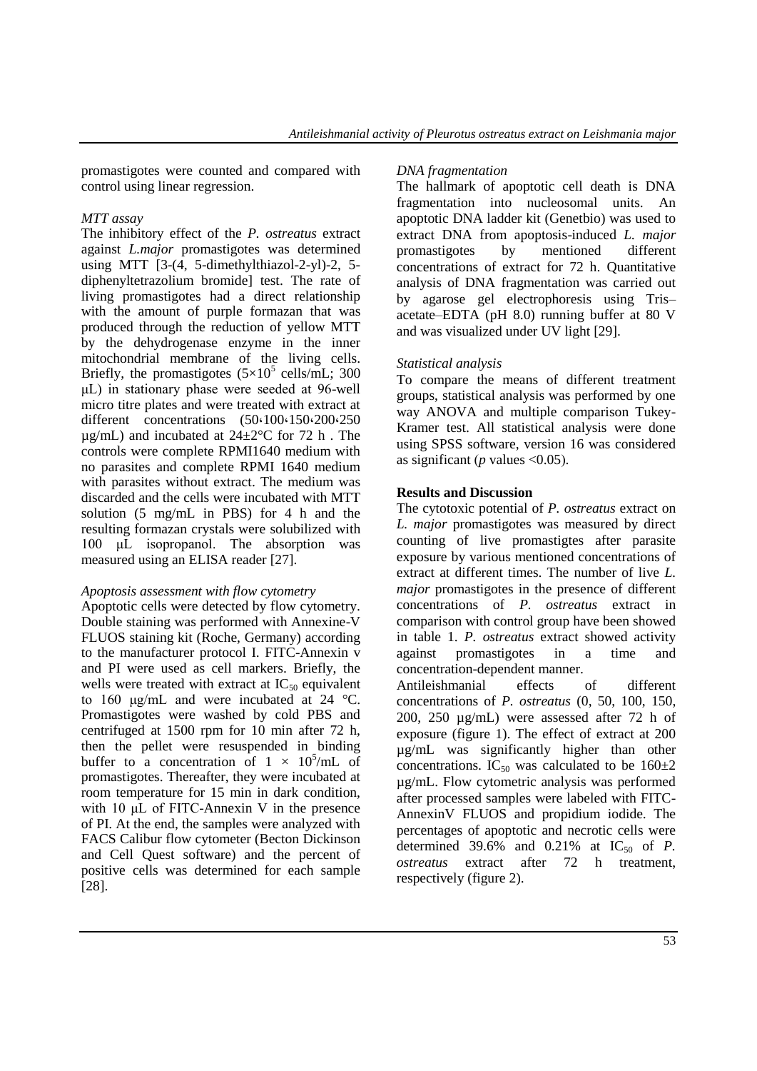promastigotes were counted and compared with control using linear regression.

### *MTT assay*

The inhibitory effect of the *P. ostreatus* extract against *L.major* promastigotes was determined using MTT [3-(4, 5-dimethylthiazol-2-yl)-2, 5-diphenyltetrazolium bromide] test. The rate of living promastigotes had a direct relationship with the amount of purple formazan that was produced through the reduction of yellow MTT by the dehydrogenase enzyme in the inner mitochondrial membrane of the living cells. Briefly, the promastigotes ($5\times10^5$ cells/mL; 300 µL) in stationary phase were seeded at 96-well micro titre plates and were treated with extract at different concentrations (50،100،150،200،250 µg/mL) and incubated at 24±2°C for 72 h . The controls were complete RPMI1640 medium with no parasites and complete RPMI 1640 medium with parasites without extract. The medium was discarded and the cells were incubated with MTT solution (5 mg/mL in PBS) for 4 h and the resulting formazan crystals were solubilized with 100 µL isopropanol. The absorption was measured using an ELISA reader [27].

### *Apoptosis assessment with flow cytometry*

Apoptotic cells were detected by flow cytometry. Double staining was performed with Annexine-V FLUOS staining kit (Roche, Germany) according to the manufacturer protocol I. FITC-Annexin v and PI were used as cell markers. Briefly, the wells were treated with extract at $IC_{50}$ equivalent to 160 µg/mL and were incubated at 24 °C. Promastigotes were washed by cold PBS and centrifuged at 1500 rpm for 10 min after 72 h, then the pellet were resuspended in binding buffer to a concentration of $1 \times 10^5$/mL of promastigotes. Thereafter, they were incubated at room temperature for 15 min in dark condition, with 10 µL of FITC-Annexin V in the presence of PI. At the end, the samples were analyzed with FACS Calibur flow cytometer (Becton Dickinson and Cell Quest software) and the percent of positive cells was determined for each sample [28].

### *DNA fragmentation*

The hallmark of apoptotic cell death is DNA fragmentation into nucleosomal units. An apoptotic DNA ladder kit (Genetbio) was used to extract DNA from apoptosis-induced *L. major* promastigotes by mentioned different concentrations of extract for 72 h. Quantitative analysis of DNA fragmentation was carried out by agarose gel electrophoresis using Tris–acetate–EDTA (pH 8.0) running buffer at 80 V and was visualized under UV light [29].

### *Statistical analysis*

To compare the means of different treatment groups, statistical analysis was performed by one way ANOVA and multiple comparison Tukey-Kramer test. All statistical analysis were done using SPSS software, version 16 was considered as significant (*p* values <0.05).

## Results and Discussion

The cytotoxic potential of *P. ostreatus* extract on *L. major* promastigotes was measured by direct counting of live promastigtes after parasite exposure by various mentioned concentrations of extract at different times. The number of live *L. major* promastigotes in the presence of different concentrations of *P. ostreatus* extract in comparison with control group have been showed in table 1. *P. ostreatus* extract showed activity against promastigotes in a time and concentration-dependent manner.

Antileishmanial effects of different concentrations of *P. ostreatus* (0, 50, 100, 150, 200, 250 µg/mL) were assessed after 72 h of exposure (figure 1). The effect of extract at 200 µg/mL was significantly higher than other concentrations. $IC_{50}$ was calculated to be 160±2 µg/mL. Flow cytometric analysis was performed after processed samples were labeled with FITC-AnnexinV FLUOS and propidium iodide. The percentages of apoptotic and necrotic cells were determined 39.6% and 0.21% at $IC_{50}$ of *P. ostreatus* extract after 72 h treatment, respectively (figure 2).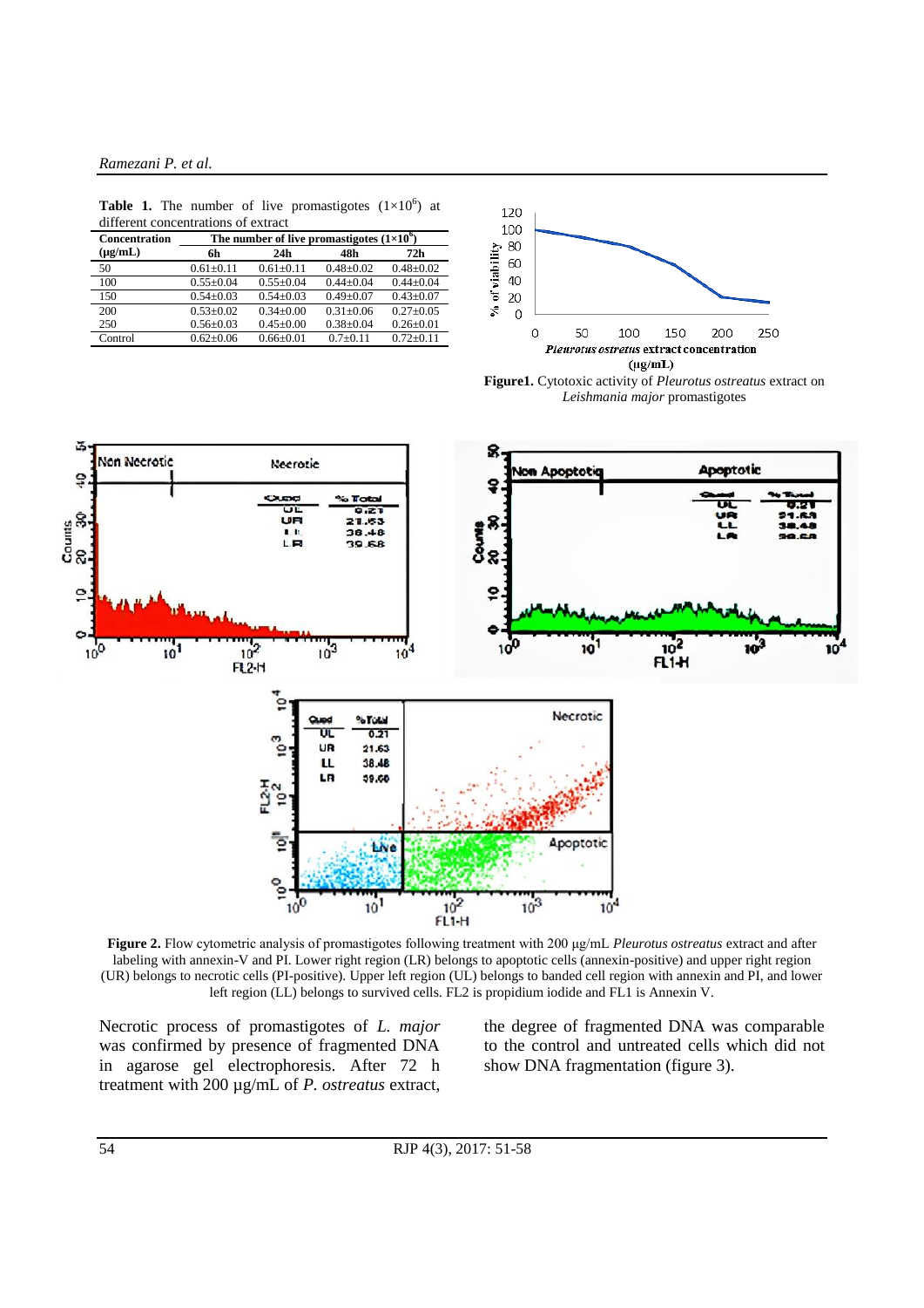**Table 1.** The number of live promastigotes ($1\times10^6$) at different concentrations of extract

| Concentration (µg/mL) | The number of live promastigotes ($1\times10^6$) | | | |
|---|---|---|---|---|
| | 6h | 24h | 48h | 72h |
| 50 | 0.61±0.11 | 0.61±0.11 | 0.48±0.02 | 0.48±0.02 |
| 100 | 0.55±0.04 | 0.55±0.04 | 0.44±0.04 | 0.44±0.04 |
| 150 | 0.54±0.03 | 0.54±0.03 | 0.49±0.07 | 0.43±0.07 |
| 200 | 0.53±0.02 | 0.34±0.00 | 0.31±0.06 | 0.27±0.05 |
| 250 | 0.56±0.03 | 0.45±0.00 | 0.38±0.04 | 0.26±0.01 |
| Control | 0.62±0.06 | 0.66±0.01 | 0.7±0.11 | 0.72±0.11 |

**Figure1.** Cytotoxic activity of *Pleurotus ostreatus* extract on *Leishmania major* promastigotes

**Figure 2.** Flow cytometric analysis of promastigotes following treatment with 200 µg/mL *Pleurotus ostreatus* extract and after labeling with annexin-V and PI. Lower right region (LR) belongs to apoptotic cells (annexin-positive) and upper right region (UR) belongs to necrotic cells (PI-positive). Upper left region (UL) belongs to banded cell region with annexin and PI, and lower left region (LL) belongs to survived cells. FL2 is propidium iodide and FL1 is Annexin V.

Necrotic process of promastigotes of *L. major* was confirmed by presence of fragmented DNA in agarose gel electrophoresis. After 72 h treatment with 200 µg/mL of *P. ostreatus* extract, the degree of fragmented DNA was comparable to the control and untreated cells which did not show DNA fragmentation (figure 3).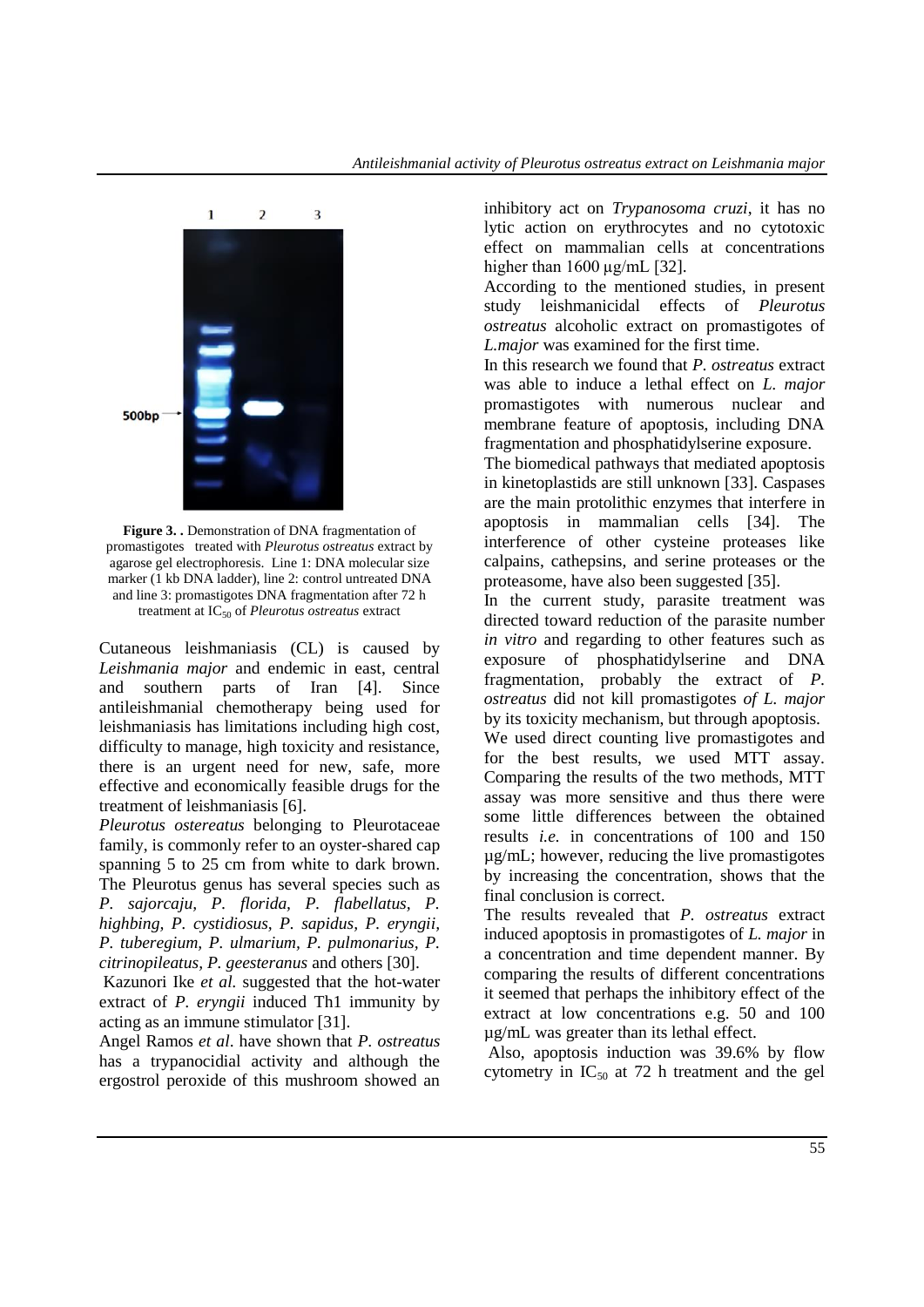**Figure 3. .** Demonstration of DNA fragmentation of promastigotes treated with *Pleurotus ostreatus* extract by agarose gel electrophoresis. Line 1: DNA molecular size marker (1 kb DNA ladder), line 2: control untreated DNA and line 3: promastigotes DNA fragmentation after 72 h treatment at $IC_{50}$ of *Pleurotus ostreatus* extract

Cutaneous leishmaniasis (CL) is caused by *Leishmania major* and endemic in east, central and southern parts of Iran [4]. Since antileishmanial chemotherapy being used for leishmaniasis has limitations including high cost, difficulty to manage, high toxicity and resistance, there is an urgent need for new, safe, more effective and economically feasible drugs for the treatment of leishmaniasis [6].

*Pleurotus ostereatus* belonging to Pleurotaceae family, is commonly refer to an oyster-shared cap spanning 5 to 25 cm from white to dark brown. The Pleurotus genus has several species such as *P. sajorcaju, P. florida, P. flabellatus, P. highbing, P. cystidiosus, P. sapidus, P. eryngii, P. tuberegium, P. ulmarium, P. pulmonarius, P. citrinopileatus, P. geesteranus* and others [30].

Kazunori Ike *et al.* suggested that the hot-water extract of *P. eryngii* induced Th1 immunity by acting as an immune stimulator [31].

Angel Ramos *et al*. have shown that *P. ostreatus* has a trypanocidial activity and although the ergostrol peroxide of this mushroom showed an inhibitory act on *Trypanosoma cruzi*, it has no lytic action on erythrocytes and no cytotoxic effect on mammalian cells at concentrations higher than 1600 μg/mL [32].

According to the mentioned studies, in present study leishmanicidal effects of *Pleurotus ostreatus* alcoholic extract on promastigotes of *L.major* was examined for the first time.

In this research we found that *P. ostreatus* extract was able to induce a lethal effect on *L. major* promastigotes with numerous nuclear and membrane feature of apoptosis, including DNA fragmentation and phosphatidylserine exposure.

The biomedical pathways that mediated apoptosis in kinetoplastids are still unknown [33]. Caspases are the main protolithic enzymes that interfere in apoptosis in mammalian cells [34]. The interference of other cysteine proteases like calpains, cathepsins, and serine proteases or the proteasome, have also been suggested [35].

In the current study, parasite treatment was directed toward reduction of the parasite number *in vitro* and regarding to other features such as exposure of phosphatidylserine and DNA fragmentation, probably the extract of *P. ostreatus* did not kill promastigotes *of L. major* by its toxicity mechanism, but through apoptosis.

We used direct counting live promastigotes and for the best results, we used MTT assay. Comparing the results of the two methods, MTT assay was more sensitive and thus there were some little differences between the obtained results *i.e.* in concentrations of 100 and 150 μg/mL; however, reducing the live promastigotes by increasing the concentration, shows that the final conclusion is correct.

The results revealed that *P. ostreatus* extract induced apoptosis in promastigotes of *L. major* in a concentration and time dependent manner. By comparing the results of different concentrations it seemed that perhaps the inhibitory effect of the extract at low concentrations e.g. 50 and 100 μg/mL was greater than its lethal effect.

Also, apoptosis induction was 39.6% by flow cytometry in $IC_{50}$ at 72 h treatment and the gel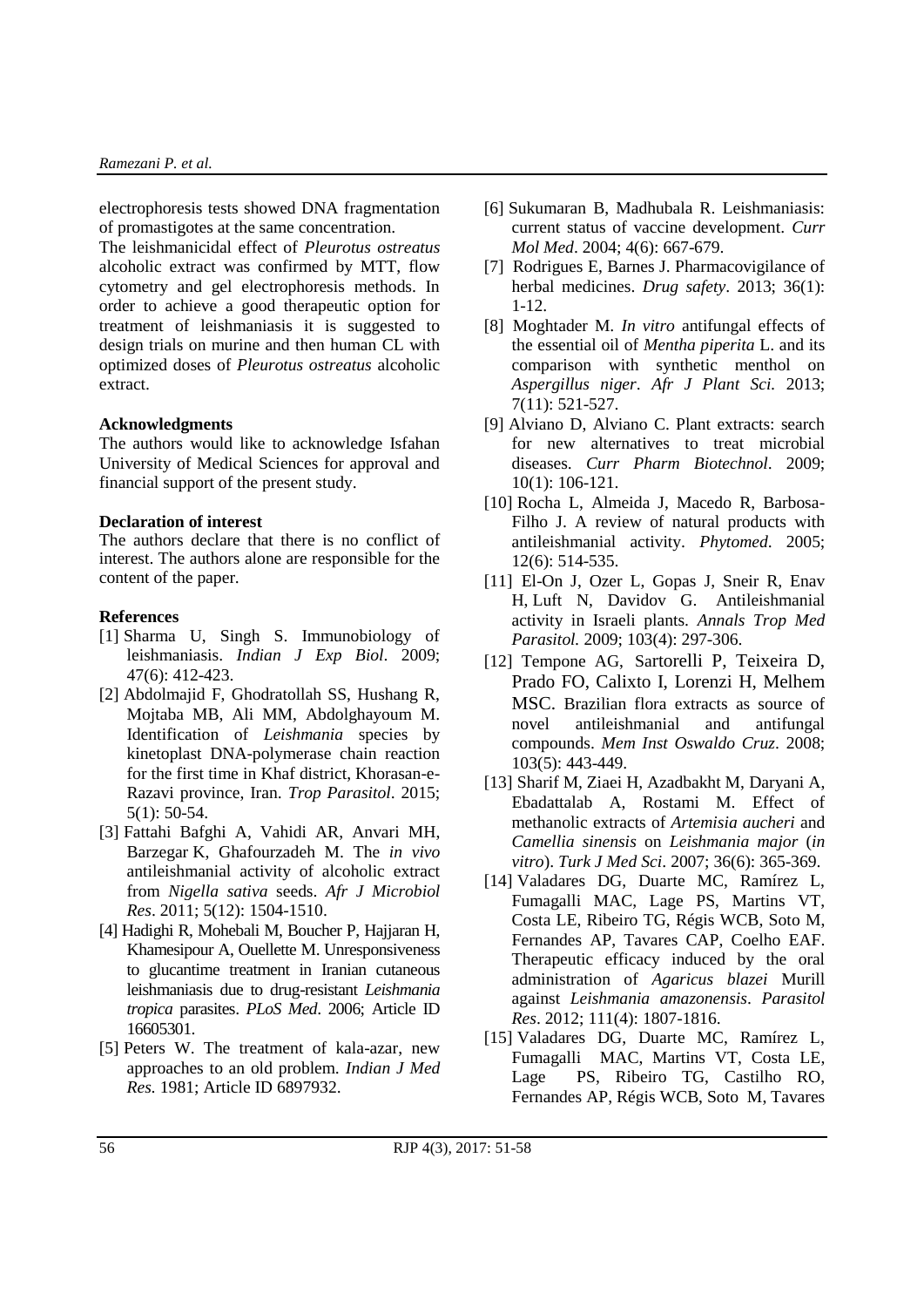electrophoresis tests showed DNA fragmentation of promastigotes at the same concentration.

The leishmanicidal effect of *Pleurotus ostreatus* alcoholic extract was confirmed by MTT, flow cytometry and gel electrophoresis methods. In order to achieve a good therapeutic option for treatment of leishmaniasis it is suggested to design trials on murine and then human CL with optimized doses of *Pleurotus ostreatus* alcoholic extract.

**Acknowledgments**

The authors would like to acknowledge Isfahan University of Medical Sciences for approval and financial support of the present study.

**Declaration of interest**

The authors declare that there is no conflict of interest. The authors alone are responsible for the content of the paper.

**References**

[1] Sharma U, Singh S. Immunobiology of leishmaniasis. *Indian J Exp Biol*. 2009; 47(6): 412-423.

[2] Abdolmajid F, Ghodratollah SS, Hushang R, Mojtaba MB, Ali MM, Abdolghayoum M. Identification of *Leishmania* species by kinetoplast DNA-polymerase chain reaction for the first time in Khaf district, Khorasan-e-Razavi province, Iran. *Trop Parasitol*. 2015; 5(1): 50-54.

[3] Fattahi Bafghi A, Vahidi AR, Anvari MH, Barzegar K, Ghafourzadeh M. The *in vivo* antileishmanial activity of alcoholic extract from *Nigella sativa* seeds. *Afr J Microbiol Res*. 2011; 5(12): 1504-1510.

[4] Hadighi R, Mohebali M, Boucher P, Hajjaran H, Khamesipour A, Ouellette M. Unresponsiveness to glucantime treatment in Iranian cutaneous leishmaniasis due to drug-resistant *Leishmania tropica* parasites. *PLoS Med*. 2006; Article ID 16605301.

[5] Peters W. The treatment of kala-azar, new approaches to an old problem. *Indian J Med Res*. 1981; Article ID 6897932.

[6] Sukumaran B, Madhubala R. Leishmaniasis: current status of vaccine development. *Curr Mol Med*. 2004; 4(6): 667-679.

[7] Rodrigues E, Barnes J. Pharmacovigilance of herbal medicines. *Drug safety*. 2013; 36(1): 1-12.

[8] Moghtader M. *In vitro* antifungal effects of the essential oil of *Mentha piperita* L. and its comparison with synthetic menthol on *Aspergillus niger*. *Afr J Plant Sci.* 2013; 7(11): 521-527.

[9] Alviano D, Alviano C. Plant extracts: search for new alternatives to treat microbial diseases. *Curr Pharm Biotechnol*. 2009; 10(1): 106-121.

[10] Rocha L, Almeida J, Macedo R, Barbosa-Filho J. A review of natural products with antileishmanial activity. *Phytomed*. 2005; 12(6): 514-535.

[11] El-On J, Ozer L, Gopas J, Sneir R, Enav H, Luft N, Davidov G. Antileishmanial activity in Israeli plants. *Annals Trop Med Parasitol.* 2009; 103(4): 297-306.

[12] Tempone AG, Sartorelli P, Teixeira D, Prado FO, Calixto I, Lorenzi H, Melhem MSC. Brazilian flora extracts as source of novel antileishmanial and antifungal compounds. *Mem Inst Oswaldo Cruz*. 2008; 103(5): 443-449.

[13] Sharif M, Ziaei H, Azadbakht M, Daryani A, Ebadattalab A, Rostami M. Effect of methanolic extracts of *Artemisia aucheri* and *Camellia sinensis* on *Leishmania major* (*in vitro*). *Turk J Med Sci*. 2007; 36(6): 365-369.

[14] Valadares DG, Duarte MC, Ramírez L, Fumagalli MAC, Lage PS, Martins VT, Costa LE, Ribeiro TG, Régis WCB, Soto M, Fernandes AP, Tavares CAP, Coelho EAF. Therapeutic efficacy induced by the oral administration of *Agaricus blazei* Murill against *Leishmania amazonensis*. *Parasitol Res*. 2012; 111(4): 1807-1816.

[15] Valadares DG, Duarte MC, Ramírez L, Fumagalli MAC, Martins VT, Costa LE, Lage PS, Ribeiro TG, Castilho RO, Fernandes AP, Régis WCB, Soto M, Tavares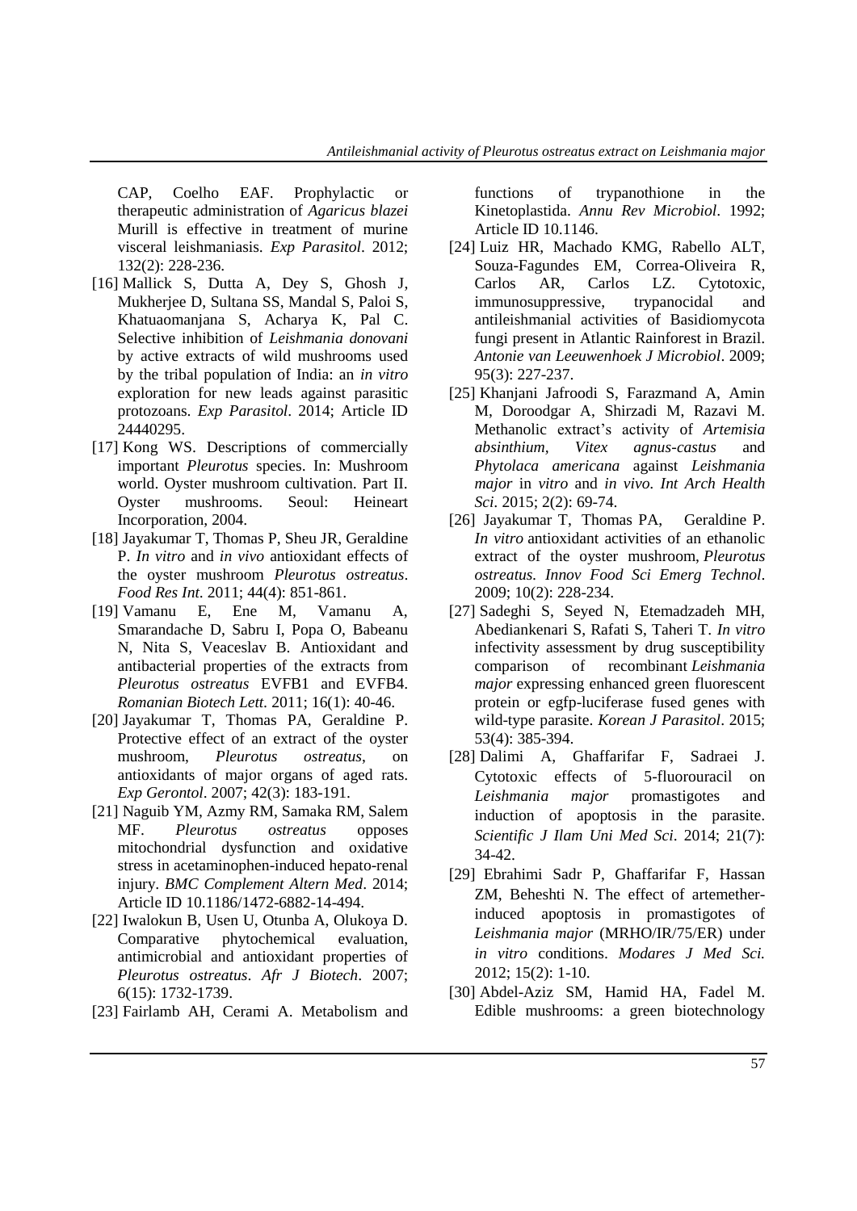CAP, Coelho EAF. Prophylactic or therapeutic administration of *Agaricus blazei* Murill is effective in treatment of murine visceral leishmaniasis. *Exp Parasitol*. 2012; 132(2): 228-236.

[16] Mallick S, Dutta A, Dey S, Ghosh J, Mukherjee D, Sultana SS, Mandal S, Paloi S, Khatuaomanjana S, Acharya K, Pal C. Selective inhibition of *Leishmania donovani* by active extracts of wild mushrooms used by the tribal population of India: an *in vitro* exploration for new leads against parasitic protozoans. *Exp Parasitol*. 2014; Article ID 24440295.

[17] Kong WS. Descriptions of commercially important *Pleurotus* species. In: Mushroom world. Oyster mushroom cultivation. Part II. Oyster mushrooms. Seoul: Heineart Incorporation, 2004.

[18] Jayakumar T, Thomas P, Sheu JR, Geraldine P. *In vitro* and *in vivo* antioxidant effects of the oyster mushroom *Pleurotus ostreatus*. *Food Res Int*. 2011; 44(4): 851-861.

[19] Vamanu E, Ene M, Vamanu A, Smarandache D, Sabru I, Popa O, Babeanu N, Nita S, Veaceslav B. Antioxidant and antibacterial properties of the extracts from *Pleurotus ostreatus* EVFB1 and EVFB4. *Romanian Biotech Lett*. 2011; 16(1): 40-46.

[20] Jayakumar T, Thomas PA, Geraldine P. Protective effect of an extract of the oyster mushroom, *Pleurotus ostreatus*, on antioxidants of major organs of aged rats. *Exp Gerontol*. 2007; 42(3): 183-191.

[21] Naguib YM, Azmy RM, Samaka RM, Salem MF. *Pleurotus ostreatus* opposes mitochondrial dysfunction and oxidative stress in acetaminophen-induced hepato-renal injury. *BMC Complement Altern Med*. 2014; Article ID 10.1186/1472-6882-14-494.

[22] Iwalokun B, Usen U, Otunba A, Olukoya D. Comparative phytochemical evaluation, antimicrobial and antioxidant properties of *Pleurotus ostreatus*. *Afr J Biotech*. 2007; 6(15): 1732-1739.

[23] Fairlamb AH, Cerami A. Metabolism and functions of trypanothione in the Kinetoplastida. *Annu Rev Microbiol*. 1992; Article ID 10.1146.

[24] Luiz HR, Machado KMG, Rabello ALT, Souza-Fagundes EM, Correa-Oliveira R, Carlos AR, Carlos LZ. Cytotoxic, immunosuppressive, trypanocidal and antileishmanial activities of Basidiomycota fungi present in Atlantic Rainforest in Brazil. *Antonie van Leeuwenhoek J Microbiol*. 2009; 95(3): 227-237.

[25] Khanjani Jafroodi S, Farazmand A, Amin M, Doroodgar A, Shirzadi M, Razavi M. Methanolic extract's activity of *Artemisia absinthium*, *Vitex agnus-castus* and *Phytolaca americana* against *Leishmania major* in *vitro* and *in vivo*. *Int Arch Health Sci*. 2015; 2(2): 69-74.

[26] Jayakumar T, Thomas PA, Geraldine P. *In vitro* antioxidant activities of an ethanolic extract of the oyster mushroom, *Pleurotus ostreatus*. *Innov Food Sci Emerg Technol*. 2009; 10(2): 228-234.

[27] Sadeghi S, Seyed N, Etemadzadeh MH, Abediankenari S, Rafati S, Taheri T. *In vitro* infectivity assessment by drug susceptibility comparison of recombinant *Leishmania major* expressing enhanced green fluorescent protein or egfp-luciferase fused genes with wild-type parasite. *Korean J Parasitol*. 2015; 53(4): 385-394.

[28] Dalimi A, Ghaffarifar F, Sadraei J. Cytotoxic effects of 5-fluorouracil on *Leishmania major* promastigotes and induction of apoptosis in the parasite. *Scientific J Ilam Uni Med Sci*. 2014; 21(7): 34-42.

[29] Ebrahimi Sadr P, Ghaffarifar F, Hassan ZM, Beheshti N. The effect of artemether-induced apoptosis in promastigotes of *Leishmania major* (MRHO/IR/75/ER) under *in vitro* conditions. *Modares J Med Sci.* 2012; 15(2): 1-10.

[30] Abdel-Aziz SM, Hamid HA, Fadel M. Edible mushrooms: a green biotechnology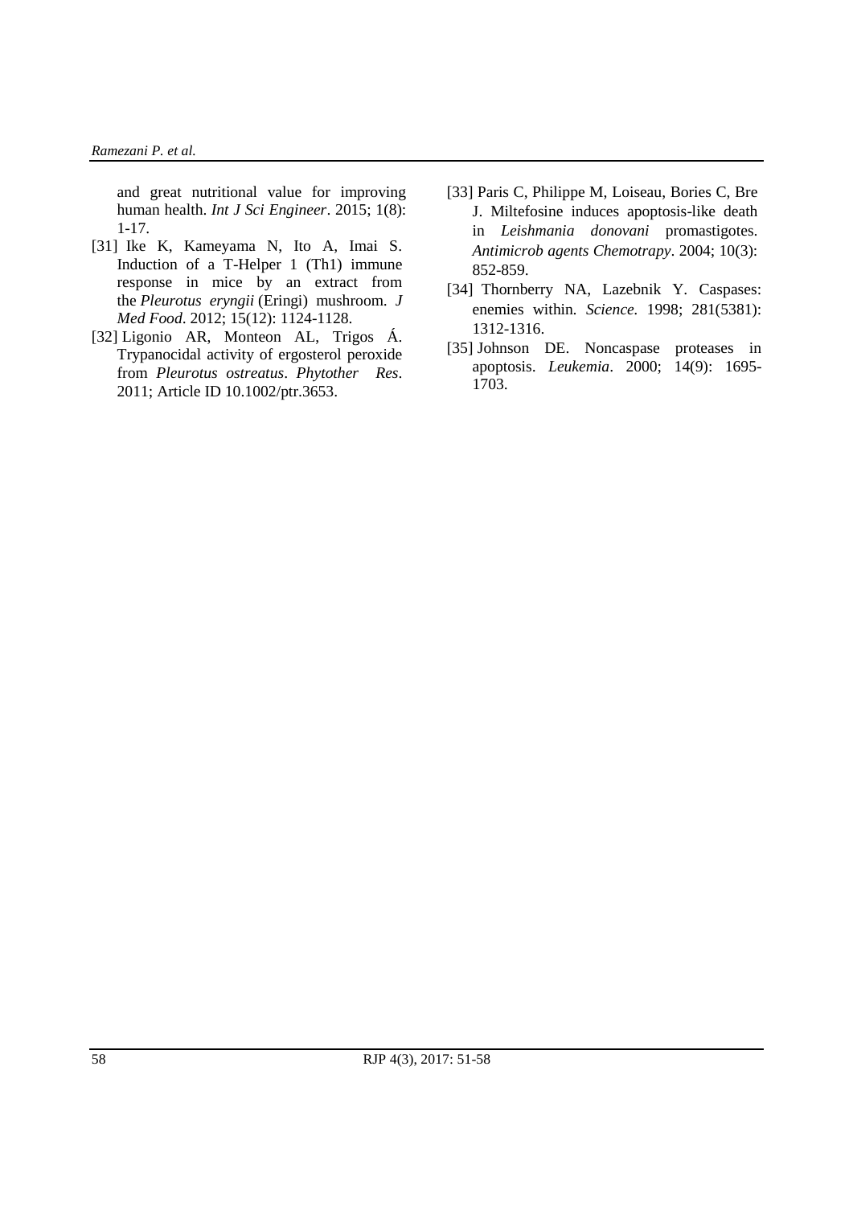and great nutritional value for improving human health. *Int J Sci Engineer*. 2015; 1(8): 1-17.

[31] Ike K, Kameyama N, Ito A, Imai S. Induction of a T-Helper 1 (Th1) immune response in mice by an extract from the *Pleurotus eryngii* (Eringi) mushroom. *J Med Food*. 2012; 15(12): 1124-1128.

[32] Ligonio AR, Monteon AL, Trigos Á. Trypanocidal activity of ergosterol peroxide from *Pleurotus ostreatus*. *Phytother Res*. 2011; Article ID 10.1002/ptr.3653.

[33] Paris C, Philippe M, Loiseau, Bories C, Bre J. Miltefosine induces apoptosis-like death in *Leishmania donovani* promastigotes. *Antimicrob agents Chemotrapy*. 2004; 10(3): 852-859.

[34] Thornberry NA, Lazebnik Y. Caspases: enemies within. *Science.* 1998; 281(5381): 1312-1316.

[35] Johnson DE. Noncaspase proteases in apoptosis. *Leukemia*. 2000; 14(9): 1695-1703.